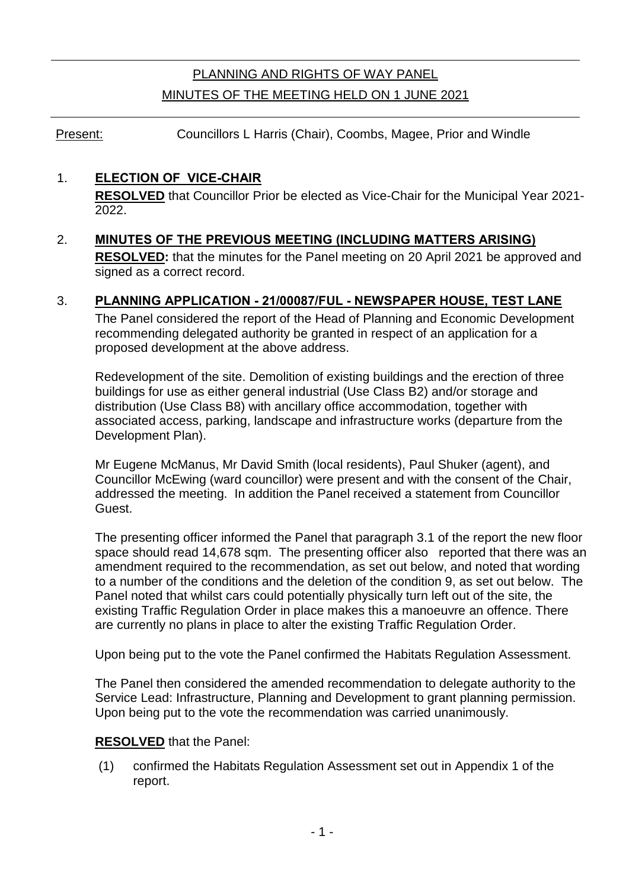# PLANNING AND RIGHTS OF WAY PANEL

## MINUTES OF THE MEETING HELD ON 1 JUNE 2021

Present: Councillors L Harris (Chair), Coombs, Magee, Prior and Windle

1. **ELECTION OF VICE-CHAIR**

   **RESOLVED** that Councillor Prior be elected as Vice-Chair for the Municipal Year 2021-2022.

2. **MINUTES OF THE PREVIOUS MEETING (INCLUDING MATTERS ARISING)**

   **RESOLVED:** that the minutes for the Panel meeting on 20 April 2021 be approved and signed as a correct record.

3. **PLANNING APPLICATION - 21/00087/FUL - NEWSPAPER HOUSE, TEST LANE**

   The Panel considered the report of the Head of Planning and Economic Development recommending delegated authority be granted in respect of an application for a proposed development at the above address.

   Redevelopment of the site. Demolition of existing buildings and the erection of three buildings for use as either general industrial (Use Class B2) and/or storage and distribution (Use Class B8) with ancillary office accommodation, together with associated access, parking, landscape and infrastructure works (departure from the Development Plan).

   Mr Eugene McManus, Mr David Smith (local residents), Paul Shuker (agent), and Councillor McEwing (ward councillor) were present and with the consent of the Chair, addressed the meeting. In addition the Panel received a statement from Councillor Guest.

   The presenting officer informed the Panel that paragraph 3.1 of the report the new floor space should read 14,678 sqm. The presenting officer also reported that there was an amendment required to the recommendation, as set out below, and noted that wording to a number of the conditions and the deletion of the condition 9, as set out below. The Panel noted that whilst cars could potentially physically turn left out of the site, the existing Traffic Regulation Order in place makes this a manoeuvre an offence. There are currently no plans in place to alter the existing Traffic Regulation Order.

   Upon being put to the vote the Panel confirmed the Habitats Regulation Assessment.

   The Panel then considered the amended recommendation to delegate authority to the Service Lead: Infrastructure, Planning and Development to grant planning permission. Upon being put to the vote the recommendation was carried unanimously.

   **RESOLVED** that the Panel:

   (1) confirmed the Habitats Regulation Assessment set out in Appendix 1 of the report.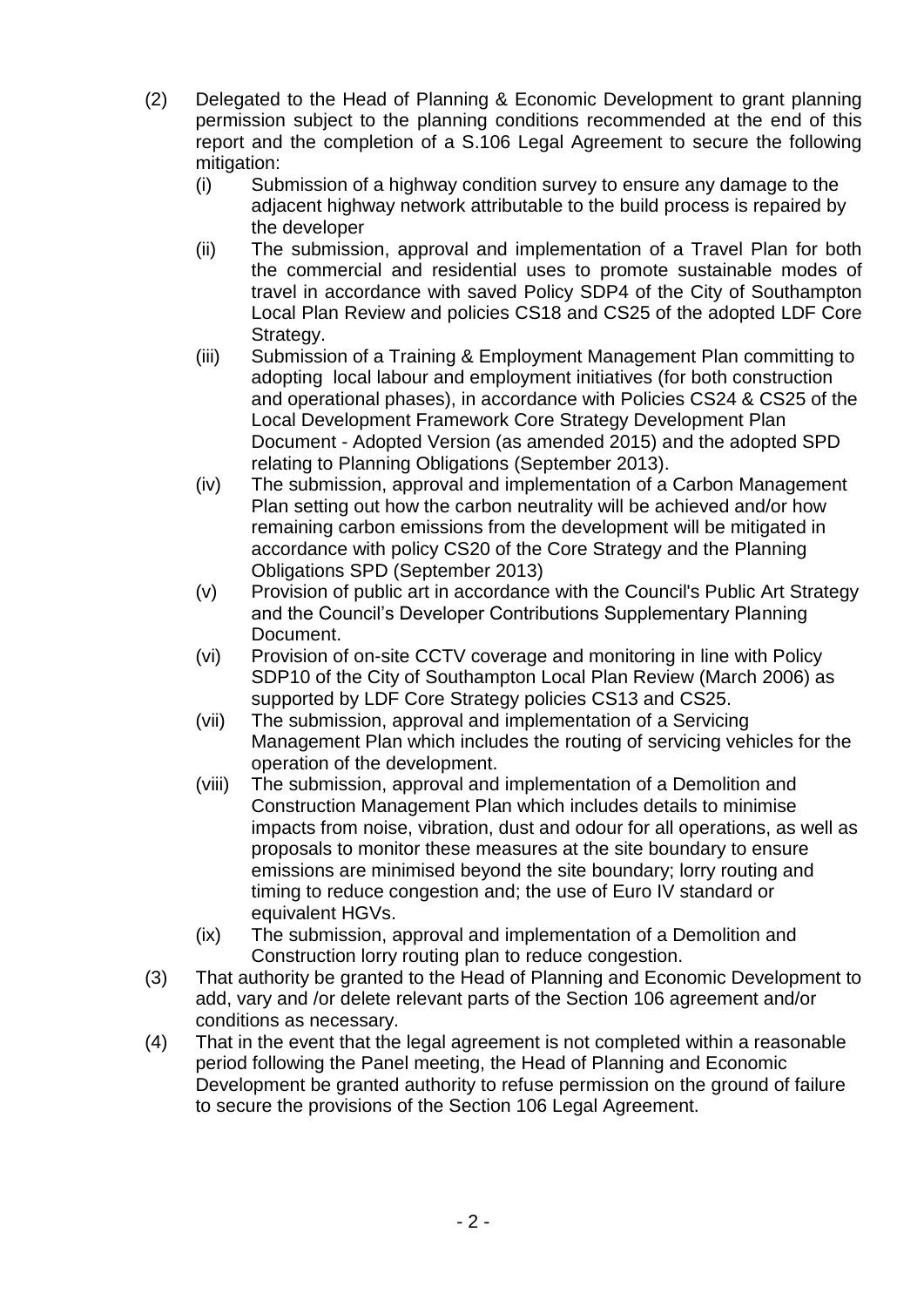(2) Delegated to the Head of Planning & Economic Development to grant planning permission subject to the planning conditions recommended at the end of this report and the completion of a S.106 Legal Agreement to secure the following mitigation:

   (i) Submission of a highway condition survey to ensure any damage to the adjacent highway network attributable to the build process is repaired by the developer

   (ii) The submission, approval and implementation of a Travel Plan for both the commercial and residential uses to promote sustainable modes of travel in accordance with saved Policy SDP4 of the City of Southampton Local Plan Review and policies CS18 and CS25 of the adopted LDF Core Strategy.

   (iii) Submission of a Training & Employment Management Plan committing to adopting local labour and employment initiatives (for both construction and operational phases), in accordance with Policies CS24 & CS25 of the Local Development Framework Core Strategy Development Plan Document - Adopted Version (as amended 2015) and the adopted SPD relating to Planning Obligations (September 2013).

   (iv) The submission, approval and implementation of a Carbon Management Plan setting out how the carbon neutrality will be achieved and/or how remaining carbon emissions from the development will be mitigated in accordance with policy CS20 of the Core Strategy and the Planning Obligations SPD (September 2013)

   (v) Provision of public art in accordance with the Council's Public Art Strategy and the Council's Developer Contributions Supplementary Planning Document.

   (vi) Provision of on-site CCTV coverage and monitoring in line with Policy SDP10 of the City of Southampton Local Plan Review (March 2006) as supported by LDF Core Strategy policies CS13 and CS25.

   (vii) The submission, approval and implementation of a Servicing Management Plan which includes the routing of servicing vehicles for the operation of the development.

   (viii) The submission, approval and implementation of a Demolition and Construction Management Plan which includes details to minimise impacts from noise, vibration, dust and odour for all operations, as well as proposals to monitor these measures at the site boundary to ensure emissions are minimised beyond the site boundary; lorry routing and timing to reduce congestion and; the use of Euro IV standard or equivalent HGVs.

   (ix) The submission, approval and implementation of a Demolition and Construction lorry routing plan to reduce congestion.

(3) That authority be granted to the Head of Planning and Economic Development to add, vary and /or delete relevant parts of the Section 106 agreement and/or conditions as necessary.

(4) That in the event that the legal agreement is not completed within a reasonable period following the Panel meeting, the Head of Planning and Economic Development be granted authority to refuse permission on the ground of failure to secure the provisions of the Section 106 Legal Agreement.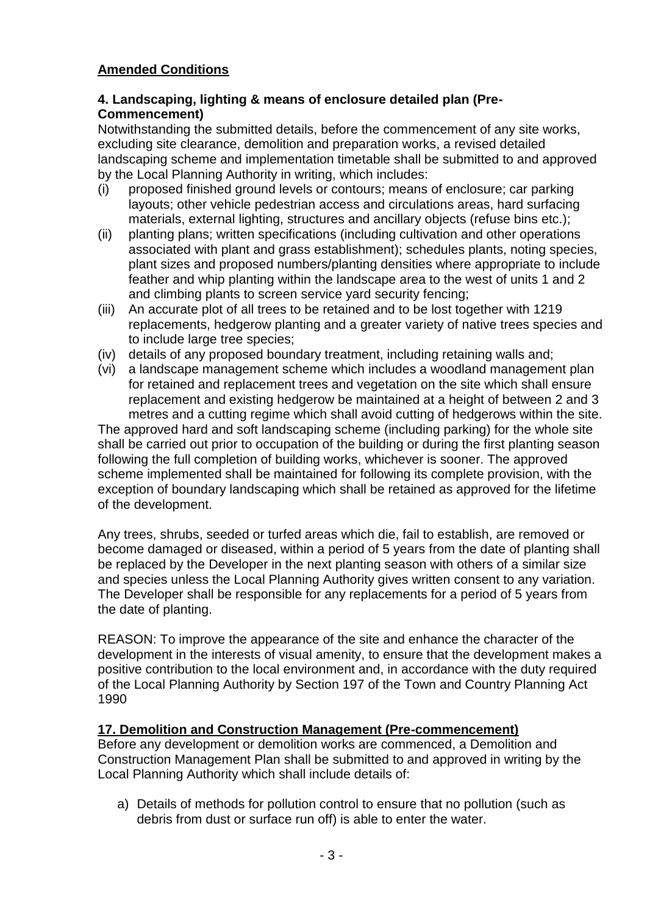**Amended Conditions**

**4. Landscaping, lighting & means of enclosure detailed plan (Pre-Commencement)**

Notwithstanding the submitted details, before the commencement of any site works, excluding site clearance, demolition and preparation works, a revised detailed landscaping scheme and implementation timetable shall be submitted to and approved by the Local Planning Authority in writing, which includes:

(i) proposed finished ground levels or contours; means of enclosure; car parking layouts; other vehicle pedestrian access and circulations areas, hard surfacing materials, external lighting, structures and ancillary objects (refuse bins etc.);

(ii) planting plans; written specifications (including cultivation and other operations associated with plant and grass establishment); schedules plants, noting species, plant sizes and proposed numbers/planting densities where appropriate to include feather and whip planting within the landscape area to the west of units 1 and 2 and climbing plants to screen service yard security fencing;

(iii) An accurate plot of all trees to be retained and to be lost together with 1219 replacements, hedgerow planting and a greater variety of native trees species and to include large tree species;

(iv) details of any proposed boundary treatment, including retaining walls and;

(vi) a landscape management scheme which includes a woodland management plan for retained and replacement trees and vegetation on the site which shall ensure replacement and existing hedgerow be maintained at a height of between 2 and 3 metres and a cutting regime which shall avoid cutting of hedgerows within the site.

The approved hard and soft landscaping scheme (including parking) for the whole site shall be carried out prior to occupation of the building or during the first planting season following the full completion of building works, whichever is sooner. The approved scheme implemented shall be maintained for following its complete provision, with the exception of boundary landscaping which shall be retained as approved for the lifetime of the development.

Any trees, shrubs, seeded or turfed areas which die, fail to establish, are removed or become damaged or diseased, within a period of 5 years from the date of planting shall be replaced by the Developer in the next planting season with others of a similar size and species unless the Local Planning Authority gives written consent to any variation. The Developer shall be responsible for any replacements for a period of 5 years from the date of planting.

REASON: To improve the appearance of the site and enhance the character of the development in the interests of visual amenity, to ensure that the development makes a positive contribution to the local environment and, in accordance with the duty required of the Local Planning Authority by Section 197 of the Town and Country Planning Act 1990

**17. Demolition and Construction Management (Pre-commencement)**

Before any development or demolition works are commenced, a Demolition and Construction Management Plan shall be submitted to and approved in writing by the Local Planning Authority which shall include details of:

a) Details of methods for pollution control to ensure that no pollution (such as debris from dust or surface run off) is able to enter the water.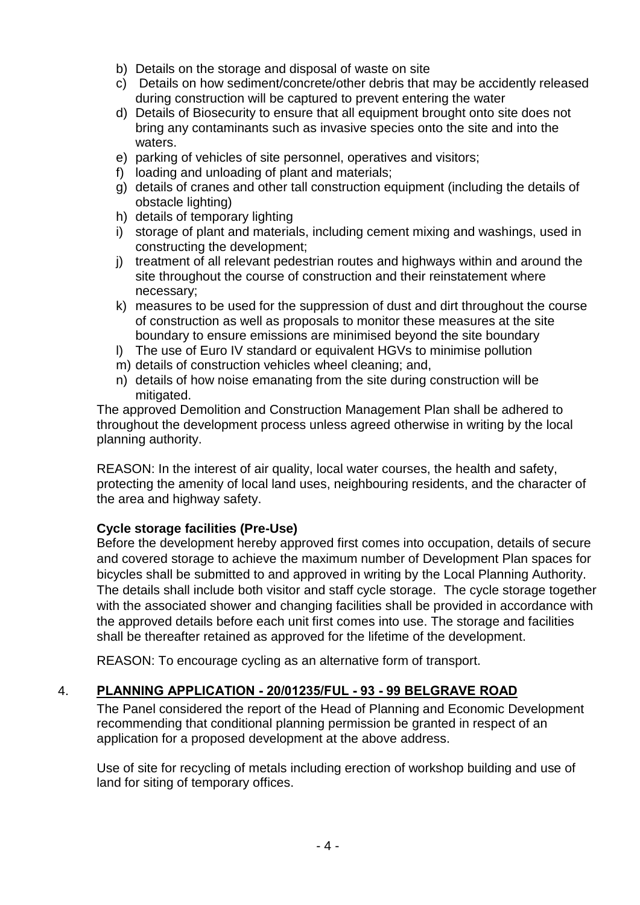b) Details on the storage and disposal of waste on site
c) Details on how sediment/concrete/other debris that may be accidently released during construction will be captured to prevent entering the water
d) Details of Biosecurity to ensure that all equipment brought onto site does not bring any contaminants such as invasive species onto the site and into the waters.
e) parking of vehicles of site personnel, operatives and visitors;
f) loading and unloading of plant and materials;
g) details of cranes and other tall construction equipment (including the details of obstacle lighting)
h) details of temporary lighting
i) storage of plant and materials, including cement mixing and washings, used in constructing the development;
j) treatment of all relevant pedestrian routes and highways within and around the site throughout the course of construction and their reinstatement where necessary;
k) measures to be used for the suppression of dust and dirt throughout the course of construction as well as proposals to monitor these measures at the site boundary to ensure emissions are minimised beyond the site boundary
l) The use of Euro IV standard or equivalent HGVs to minimise pollution
m) details of construction vehicles wheel cleaning; and,
n) details of how noise emanating from the site during construction will be mitigated.

The approved Demolition and Construction Management Plan shall be adhered to throughout the development process unless agreed otherwise in writing by the local planning authority.

REASON: In the interest of air quality, local water courses, the health and safety, protecting the amenity of local land uses, neighbouring residents, and the character of the area and highway safety.

**Cycle storage facilities (Pre-Use)**

Before the development hereby approved first comes into occupation, details of secure and covered storage to achieve the maximum number of Development Plan spaces for bicycles shall be submitted to and approved in writing by the Local Planning Authority. The details shall include both visitor and staff cycle storage. The cycle storage together with the associated shower and changing facilities shall be provided in accordance with the approved details before each unit first comes into use. The storage and facilities shall be thereafter retained as approved for the lifetime of the development.

REASON: To encourage cycling as an alternative form of transport.

## 4. PLANNING APPLICATION - 20/01235/FUL - 93 - 99 BELGRAVE ROAD

The Panel considered the report of the Head of Planning and Economic Development recommending that conditional planning permission be granted in respect of an application for a proposed development at the above address.

Use of site for recycling of metals including erection of workshop building and use of land for siting of temporary offices.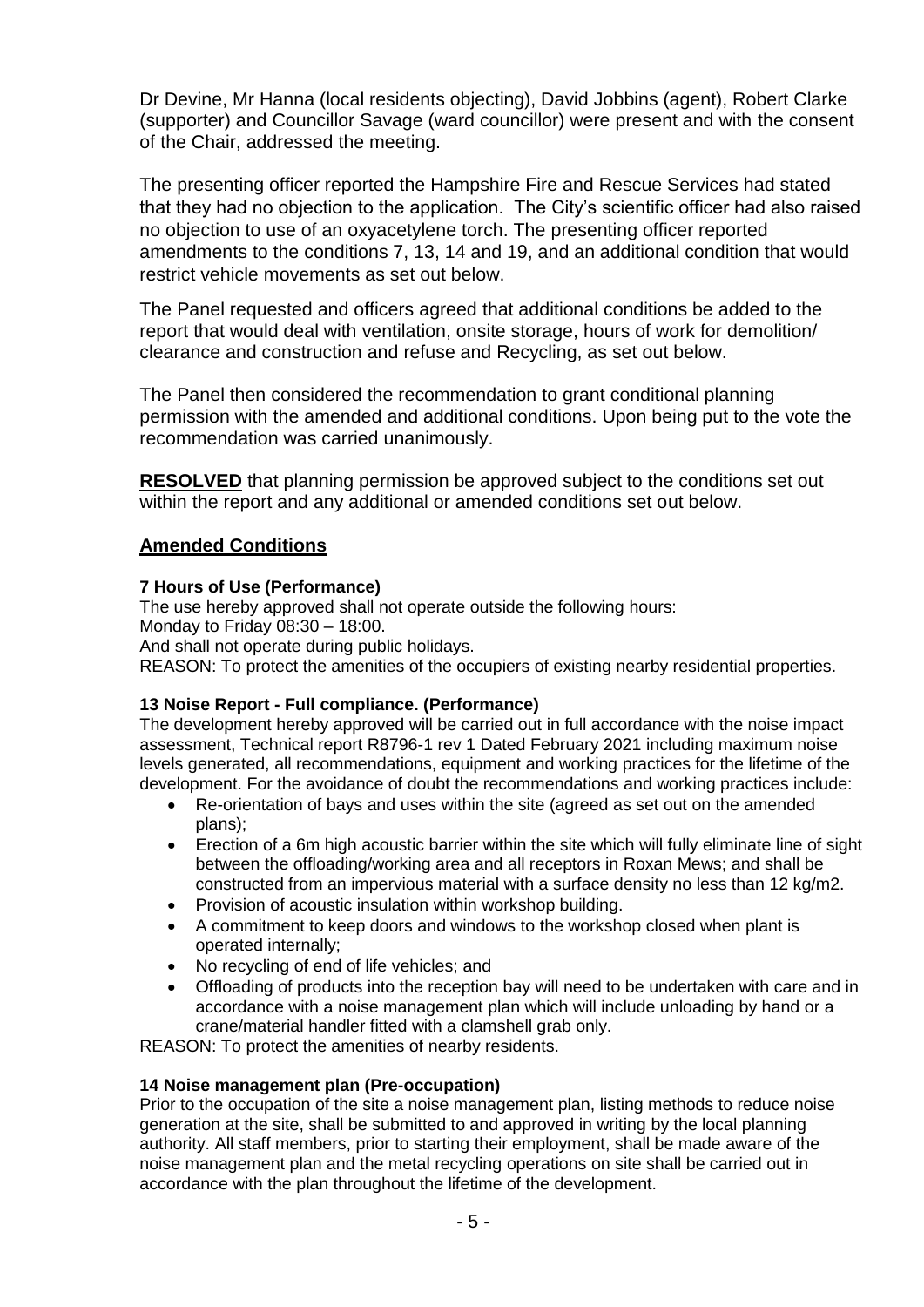Dr Devine, Mr Hanna (local residents objecting), David Jobbins (agent), Robert Clarke (supporter) and Councillor Savage (ward councillor) were present and with the consent of the Chair, addressed the meeting.

The presenting officer reported the Hampshire Fire and Rescue Services had stated that they had no objection to the application. The City's scientific officer had also raised no objection to use of an oxyacetylene torch. The presenting officer reported amendments to the conditions 7, 13, 14 and 19, and an additional condition that would restrict vehicle movements as set out below.

The Panel requested and officers agreed that additional conditions be added to the report that would deal with ventilation, onsite storage, hours of work for demolition/ clearance and construction and refuse and Recycling, as set out below.

The Panel then considered the recommendation to grant conditional planning permission with the amended and additional conditions. Upon being put to the vote the recommendation was carried unanimously.

**RESOLVED** that planning permission be approved subject to the conditions set out within the report and any additional or amended conditions set out below.

## Amended Conditions

**7 Hours of Use (Performance)**

The use hereby approved shall not operate outside the following hours:
Monday to Friday 08:30 – 18:00.
And shall not operate during public holidays.
REASON: To protect the amenities of the occupiers of existing nearby residential properties.

**13 Noise Report - Full compliance. (Performance)**

The development hereby approved will be carried out in full accordance with the noise impact assessment, Technical report R8796-1 rev 1 Dated February 2021 including maximum noise levels generated, all recommendations, equipment and working practices for the lifetime of the development. For the avoidance of doubt the recommendations and working practices include:

- Re-orientation of bays and uses within the site (agreed as set out on the amended plans);
- Erection of a 6m high acoustic barrier within the site which will fully eliminate line of sight between the offloading/working area and all receptors in Roxan Mews; and shall be constructed from an impervious material with a surface density no less than 12 kg/m2.
- Provision of acoustic insulation within workshop building.
- A commitment to keep doors and windows to the workshop closed when plant is operated internally;
- No recycling of end of life vehicles; and
- Offloading of products into the reception bay will need to be undertaken with care and in accordance with a noise management plan which will include unloading by hand or a crane/material handler fitted with a clamshell grab only.

REASON: To protect the amenities of nearby residents.

**14 Noise management plan (Pre-occupation)**

Prior to the occupation of the site a noise management plan, listing methods to reduce noise generation at the site, shall be submitted to and approved in writing by the local planning authority. All staff members, prior to starting their employment, shall be made aware of the noise management plan and the metal recycling operations on site shall be carried out in accordance with the plan throughout the lifetime of the development.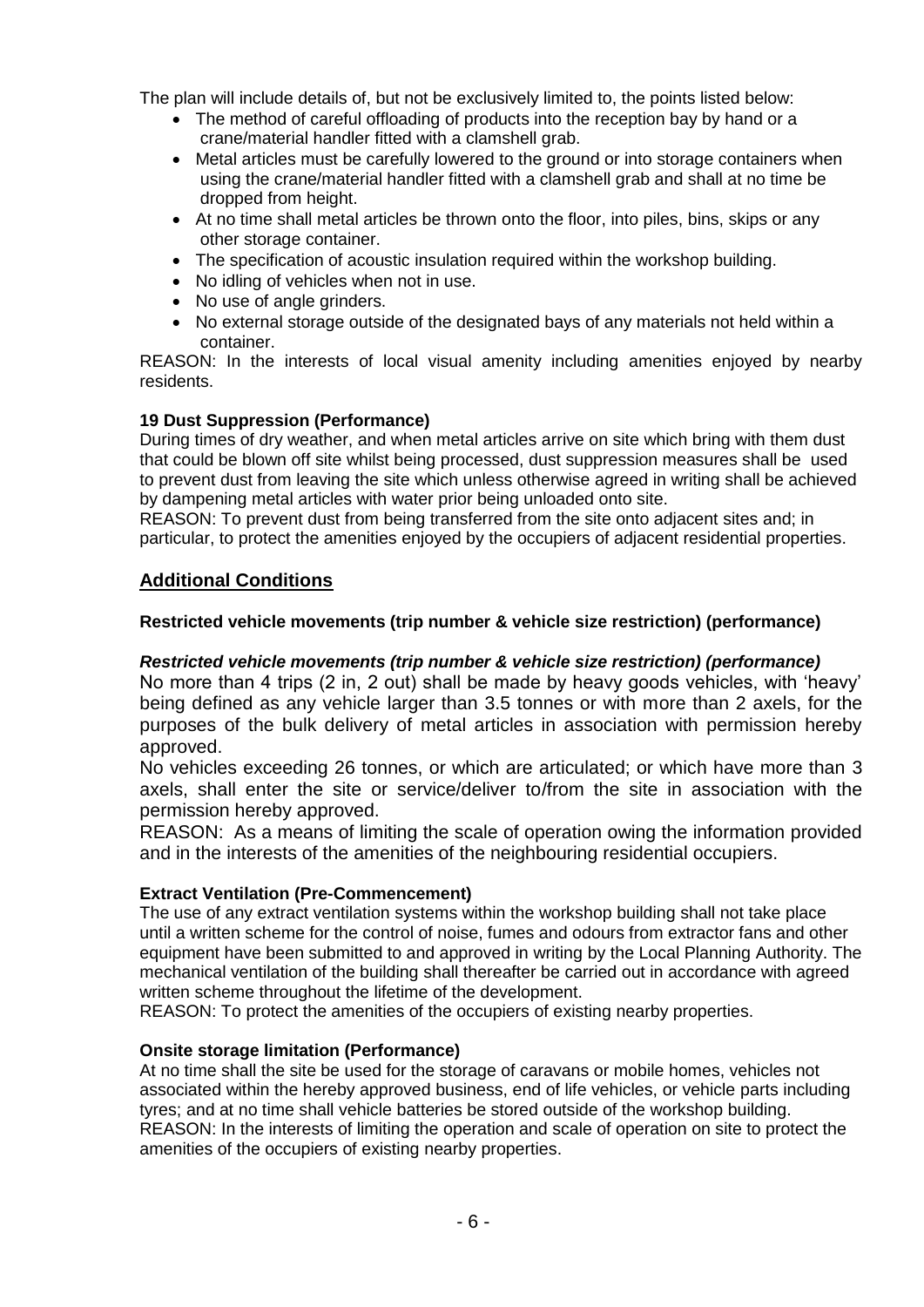The plan will include details of, but not be exclusively limited to, the points listed below:

- The method of careful offloading of products into the reception bay by hand or a crane/material handler fitted with a clamshell grab.
- Metal articles must be carefully lowered to the ground or into storage containers when using the crane/material handler fitted with a clamshell grab and shall at no time be dropped from height.
- At no time shall metal articles be thrown onto the floor, into piles, bins, skips or any other storage container.
- The specification of acoustic insulation required within the workshop building.
- No idling of vehicles when not in use.
- No use of angle grinders.
- No external storage outside of the designated bays of any materials not held within a container.

REASON: In the interests of local visual amenity including amenities enjoyed by nearby residents.

**19 Dust Suppression (Performance)**

During times of dry weather, and when metal articles arrive on site which bring with them dust that could be blown off site whilst being processed, dust suppression measures shall be used to prevent dust from leaving the site which unless otherwise agreed in writing shall be achieved by dampening metal articles with water prior being unloaded onto site.

REASON: To prevent dust from being transferred from the site onto adjacent sites and; in particular, to protect the amenities enjoyed by the occupiers of adjacent residential properties.

## Additional Conditions

**Restricted vehicle movements (trip number & vehicle size restriction) (performance)**

***Restricted vehicle movements (trip number & vehicle size restriction) (performance)***

No more than 4 trips (2 in, 2 out) shall be made by heavy goods vehicles, with 'heavy' being defined as any vehicle larger than 3.5 tonnes or with more than 2 axels, for the purposes of the bulk delivery of metal articles in association with permission hereby approved.

No vehicles exceeding 26 tonnes, or which are articulated; or which have more than 3 axels, shall enter the site or service/deliver to/from the site in association with the permission hereby approved.

REASON: As a means of limiting the scale of operation owing the information provided and in the interests of the amenities of the neighbouring residential occupiers.

**Extract Ventilation (Pre-Commencement)**

The use of any extract ventilation systems within the workshop building shall not take place until a written scheme for the control of noise, fumes and odours from extractor fans and other equipment have been submitted to and approved in writing by the Local Planning Authority. The mechanical ventilation of the building shall thereafter be carried out in accordance with agreed written scheme throughout the lifetime of the development.

REASON: To protect the amenities of the occupiers of existing nearby properties.

**Onsite storage limitation (Performance)**

At no time shall the site be used for the storage of caravans or mobile homes, vehicles not associated within the hereby approved business, end of life vehicles, or vehicle parts including tyres; and at no time shall vehicle batteries be stored outside of the workshop building.

REASON: In the interests of limiting the operation and scale of operation on site to protect the amenities of the occupiers of existing nearby properties.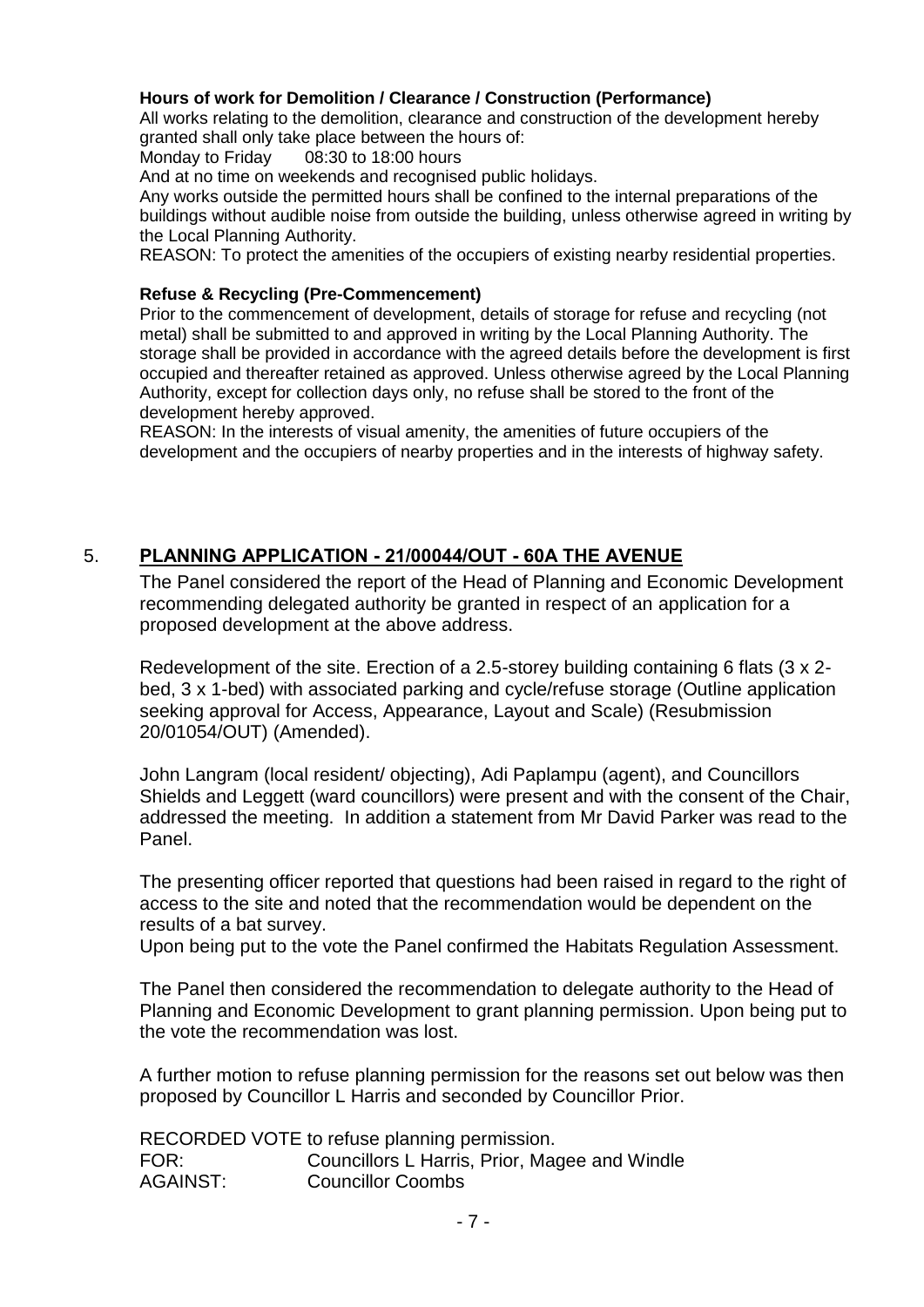**Hours of work for Demolition / Clearance / Construction (Performance)**

All works relating to the demolition, clearance and construction of the development hereby granted shall only take place between the hours of:

Monday to Friday 08:30 to 18:00 hours

And at no time on weekends and recognised public holidays.

Any works outside the permitted hours shall be confined to the internal preparations of the buildings without audible noise from outside the building, unless otherwise agreed in writing by the Local Planning Authority.

REASON: To protect the amenities of the occupiers of existing nearby residential properties.

**Refuse & Recycling (Pre-Commencement)**

Prior to the commencement of development, details of storage for refuse and recycling (not metal) shall be submitted to and approved in writing by the Local Planning Authority. The storage shall be provided in accordance with the agreed details before the development is first occupied and thereafter retained as approved. Unless otherwise agreed by the Local Planning Authority, except for collection days only, no refuse shall be stored to the front of the development hereby approved.

REASON: In the interests of visual amenity, the amenities of future occupiers of the development and the occupiers of nearby properties and in the interests of highway safety.

## 5. PLANNING APPLICATION - 21/00044/OUT - 60A THE AVENUE

The Panel considered the report of the Head of Planning and Economic Development recommending delegated authority be granted in respect of an application for a proposed development at the above address.

Redevelopment of the site. Erection of a 2.5-storey building containing 6 flats (3 x 2-bed, 3 x 1-bed) with associated parking and cycle/refuse storage (Outline application seeking approval for Access, Appearance, Layout and Scale) (Resubmission 20/01054/OUT) (Amended).

John Langram (local resident/ objecting), Adi Paplampu (agent), and Councillors Shields and Leggett (ward councillors) were present and with the consent of the Chair, addressed the meeting. In addition a statement from Mr David Parker was read to the Panel.

The presenting officer reported that questions had been raised in regard to the right of access to the site and noted that the recommendation would be dependent on the results of a bat survey.

Upon being put to the vote the Panel confirmed the Habitats Regulation Assessment.

The Panel then considered the recommendation to delegate authority to the Head of Planning and Economic Development to grant planning permission. Upon being put to the vote the recommendation was lost.

A further motion to refuse planning permission for the reasons set out below was then proposed by Councillor L Harris and seconded by Councillor Prior.

RECORDED VOTE to refuse planning permission.

FOR: Councillors L Harris, Prior, Magee and Windle

AGAINST: Councillor Coombs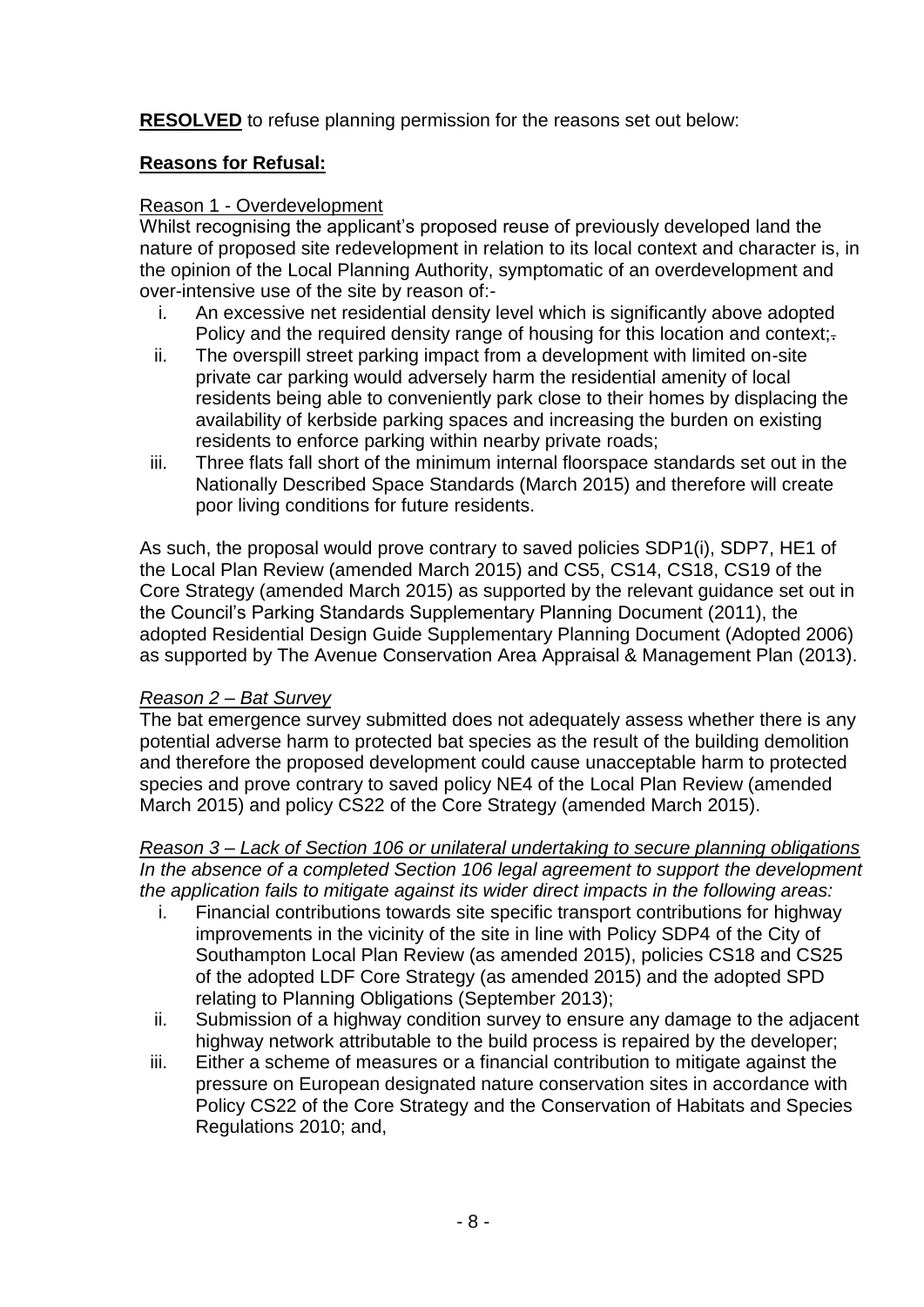**RESOLVED** to refuse planning permission for the reasons set out below:

**Reasons for Refusal:**

Reason 1 - Overdevelopment

Whilst recognising the applicant's proposed reuse of previously developed land the nature of proposed site redevelopment in relation to its local context and character is, in the opinion of the Local Planning Authority, symptomatic of an overdevelopment and over-intensive use of the site by reason of:-

i. An excessive net residential density level which is significantly above adopted Policy and the required density range of housing for this location and context;.
ii. The overspill street parking impact from a development with limited on-site private car parking would adversely harm the residential amenity of local residents being able to conveniently park close to their homes by displacing the availability of kerbside parking spaces and increasing the burden on existing residents to enforce parking within nearby private roads;
iii. Three flats fall short of the minimum internal floorspace standards set out in the Nationally Described Space Standards (March 2015) and therefore will create poor living conditions for future residents.

As such, the proposal would prove contrary to saved policies SDP1(i), SDP7, HE1 of the Local Plan Review (amended March 2015) and CS5, CS14, CS18, CS19 of the Core Strategy (amended March 2015) as supported by the relevant guidance set out in the Council's Parking Standards Supplementary Planning Document (2011), the adopted Residential Design Guide Supplementary Planning Document (Adopted 2006) as supported by The Avenue Conservation Area Appraisal & Management Plan (2013).

*Reason 2 – Bat Survey*

The bat emergence survey submitted does not adequately assess whether there is any potential adverse harm to protected bat species as the result of the building demolition and therefore the proposed development could cause unacceptable harm to protected species and prove contrary to saved policy NE4 of the Local Plan Review (amended March 2015) and policy CS22 of the Core Strategy (amended March 2015).

*Reason 3 – Lack of Section 106 or unilateral undertaking to secure planning obligations*

*In the absence of a completed Section 106 legal agreement to support the development the application fails to mitigate against its wider direct impacts in the following areas:*

i. Financial contributions towards site specific transport contributions for highway improvements in the vicinity of the site in line with Policy SDP4 of the City of Southampton Local Plan Review (as amended 2015), policies CS18 and CS25 of the adopted LDF Core Strategy (as amended 2015) and the adopted SPD relating to Planning Obligations (September 2013);
ii. Submission of a highway condition survey to ensure any damage to the adjacent highway network attributable to the build process is repaired by the developer;
iii. Either a scheme of measures or a financial contribution to mitigate against the pressure on European designated nature conservation sites in accordance with Policy CS22 of the Core Strategy and the Conservation of Habitats and Species Regulations 2010; and,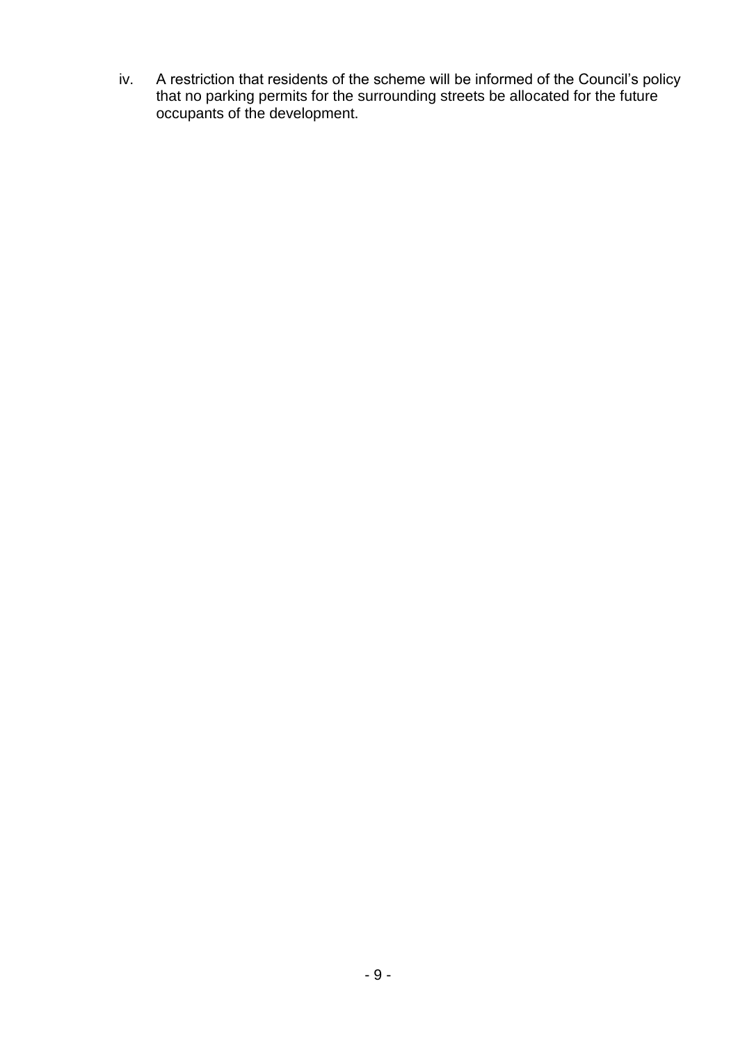iv. A restriction that residents of the scheme will be informed of the Council's policy that no parking permits for the surrounding streets be allocated for the future occupants of the development.